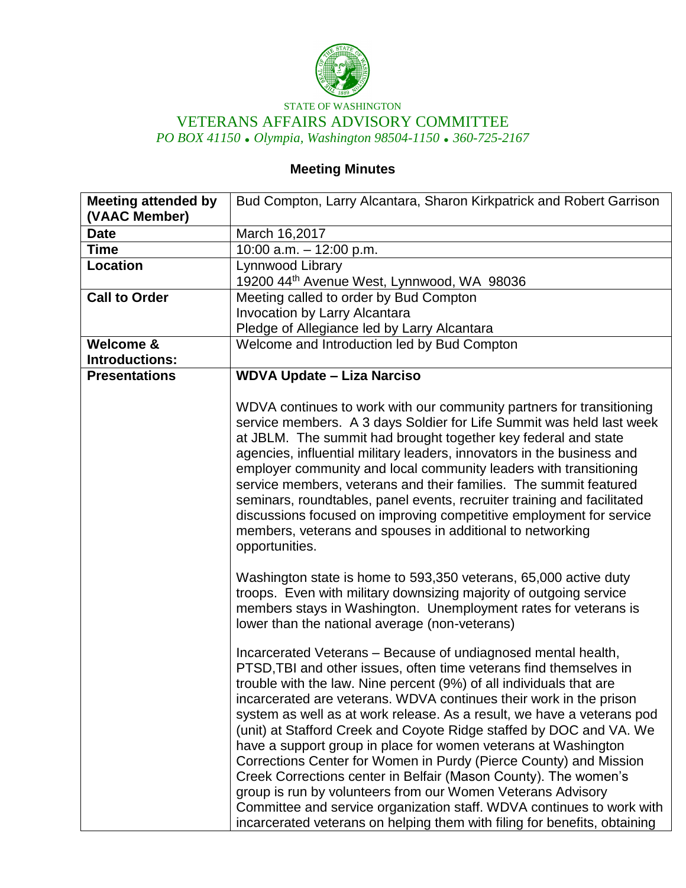STATE OF WASHINGTON

VETERANS AFFAIRS ADVISORY COMMITTEE

*PO BOX 41150 • Olympia, Washington 98504-1150 • 360-725-2167*

## Meeting Minutes

| **Meeting attended by (VAAC Member)** | Bud Compton, Larry Alcantara, Sharon Kirkpatrick and Robert Garrison |
|---|---|
| **Date** | March 16,2017 |
| **Time** | 10:00 a.m. – 12:00 p.m. |
| **Location** | Lynnwood Library<br>19200 44th Avenue West, Lynnwood, WA 98036 |
| **Call to Order** | Meeting called to order by Bud Compton<br>Invocation by Larry Alcantara<br>Pledge of Allegiance led by Larry Alcantara |
| **Welcome & Introductions:** | Welcome and Introduction led by Bud Compton |
| **Presentations** | **WDVA Update – Liza Narciso**<br><br>WDVA continues to work with our community partners for transitioning service members. A 3 days Soldier for Life Summit was held last week at JBLM. The summit had brought together key federal and state agencies, influential military leaders, innovators in the business and employer community and local community leaders with transitioning service members, veterans and their families. The summit featured seminars, roundtables, panel events, recruiter training and facilitated discussions focused on improving competitive employment for service members, veterans and spouses in additional to networking opportunities.<br><br>Washington state is home to 593,350 veterans, 65,000 active duty troops. Even with military downsizing majority of outgoing service members stays in Washington. Unemployment rates for veterans is lower than the national average (non-veterans)<br><br>Incarcerated Veterans – Because of undiagnosed mental health, PTSD,TBI and other issues, often time veterans find themselves in trouble with the law. Nine percent (9%) of all individuals that are incarcerated are veterans. WDVA continues their work in the prison system as well as at work release. As a result, we have a veterans pod (unit) at Stafford Creek and Coyote Ridge staffed by DOC and VA. We have a support group in place for women veterans at Washington Corrections Center for Women in Purdy (Pierce County) and Mission Creek Corrections center in Belfair (Mason County). The women's group is run by volunteers from our Women Veterans Advisory Committee and service organization staff. WDVA continues to work with incarcerated veterans on helping them with filing for benefits, obtaining |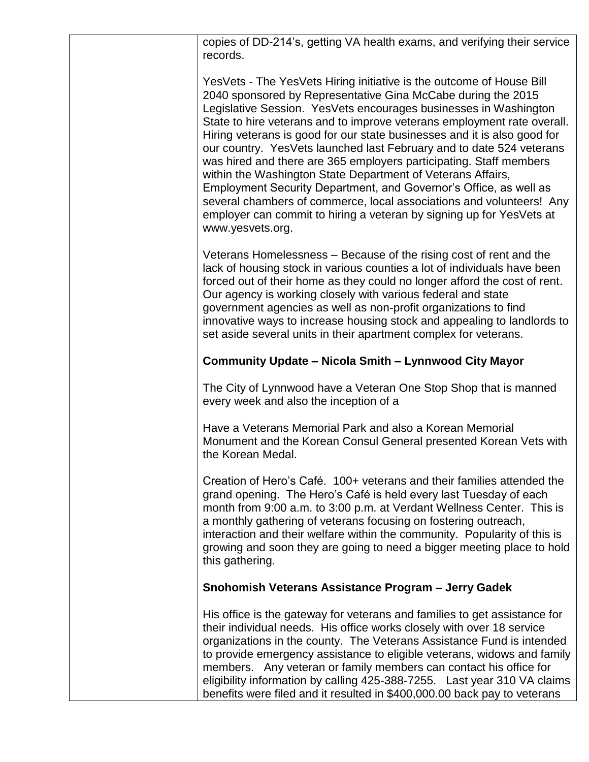| | copies of DD-214's, getting VA health exams, and verifying their service records.<br><br>YesVets - The YesVets Hiring initiative is the outcome of House Bill 2040 sponsored by Representative Gina McCabe during the 2015 Legislative Session. YesVets encourages businesses in Washington State to hire veterans and to improve veterans employment rate overall. Hiring veterans is good for our state businesses and it is also good for our country. YesVets launched last February and to date 524 veterans was hired and there are 365 employers participating. Staff members within the Washington State Department of Veterans Affairs, Employment Security Department, and Governor's Office, as well as several chambers of commerce, local associations and volunteers! Any employer can commit to hiring a veteran by signing up for YesVets at www.yesvets.org.<br><br>Veterans Homelessness – Because of the rising cost of rent and the lack of housing stock in various counties a lot of individuals have been forced out of their home as they could no longer afford the cost of rent. Our agency is working closely with various federal and state government agencies as well as non-profit organizations to find innovative ways to increase housing stock and appealing to landlords to set aside several units in their apartment complex for veterans.<br><br>**Community Update – Nicola Smith – Lynnwood City Mayor**<br><br>The City of Lynnwood have a Veteran One Stop Shop that is manned every week and also the inception of a<br><br>Have a Veterans Memorial Park and also a Korean Memorial Monument and the Korean Consul General presented Korean Vets with the Korean Medal.<br><br>Creation of Hero's Café. 100+ veterans and their families attended the grand opening. The Hero's Café is held every last Tuesday of each month from 9:00 a.m. to 3:00 p.m. at Verdant Wellness Center. This is a monthly gathering of veterans focusing on fostering outreach, interaction and their welfare within the community. Popularity of this is growing and soon they are going to need a bigger meeting place to hold this gathering.<br><br>**Snohomish Veterans Assistance Program – Jerry Gadek**<br><br>His office is the gateway for veterans and families to get assistance for their individual needs. His office works closely with over 18 service organizations in the county. The Veterans Assistance Fund is intended to provide emergency assistance to eligible veterans, widows and family members. Any veteran or family members can contact his office for eligibility information by calling 425-388-7255. Last year 310 VA claims benefits were filed and it resulted in $400,000.00 back pay to veterans |
|---|---|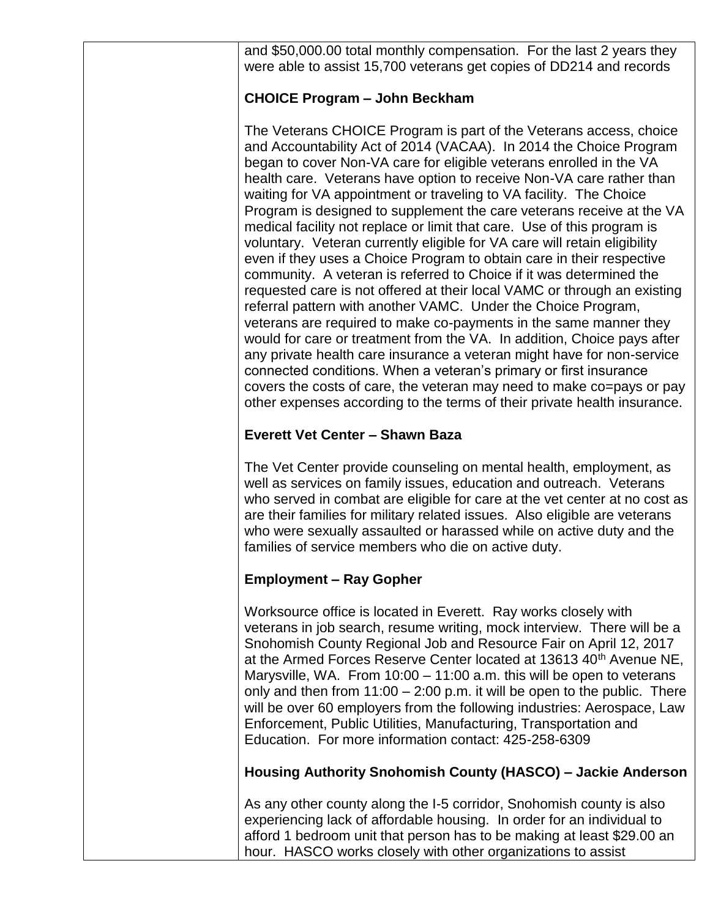| | |
|---|---|
| | and $50,000.00 total monthly compensation. For the last 2 years they were able to assist 15,700 veterans get copies of DD214 and records<br><br>**CHOICE Program – John Beckham**<br><br>The Veterans CHOICE Program is part of the Veterans access, choice and Accountability Act of 2014 (VACAA). In 2014 the Choice Program began to cover Non-VA care for eligible veterans enrolled in the VA health care. Veterans have option to receive Non-VA care rather than waiting for VA appointment or traveling to VA facility. The Choice Program is designed to supplement the care veterans receive at the VA medical facility not replace or limit that care. Use of this program is voluntary. Veteran currently eligible for VA care will retain eligibility even if they uses a Choice Program to obtain care in their respective community. A veteran is referred to Choice if it was determined the requested care is not offered at their local VAMC or through an existing referral pattern with another VAMC. Under the Choice Program, veterans are required to make co-payments in the same manner they would for care or treatment from the VA. In addition, Choice pays after any private health care insurance a veteran might have for non-service connected conditions. When a veteran's primary or first insurance covers the costs of care, the veteran may need to make co=pays or pay other expenses according to the terms of their private health insurance.<br><br>**Everett Vet Center – Shawn Baza**<br><br>The Vet Center provide counseling on mental health, employment, as well as services on family issues, education and outreach. Veterans who served in combat are eligible for care at the vet center at no cost as are their families for military related issues. Also eligible are veterans who were sexually assaulted or harassed while on active duty and the families of service members who die on active duty.<br><br>**Employment – Ray Gopher**<br><br>Worksource office is located in Everett. Ray works closely with veterans in job search, resume writing, mock interview. There will be a Snohomish County Regional Job and Resource Fair on April 12, 2017 at the Armed Forces Reserve Center located at 13613 40th Avenue NE, Marysville, WA. From 10:00 – 11:00 a.m. this will be open to veterans only and then from 11:00 – 2:00 p.m. it will be open to the public. There will be over 60 employers from the following industries: Aerospace, Law Enforcement, Public Utilities, Manufacturing, Transportation and Education. For more information contact: 425-258-6309<br><br>**Housing Authority Snohomish County (HASCO) – Jackie Anderson**<br><br>As any other county along the I-5 corridor, Snohomish county is also experiencing lack of affordable housing. In order for an individual to afford 1 bedroom unit that person has to be making at least $29.00 an hour. HASCO works closely with other organizations to assist |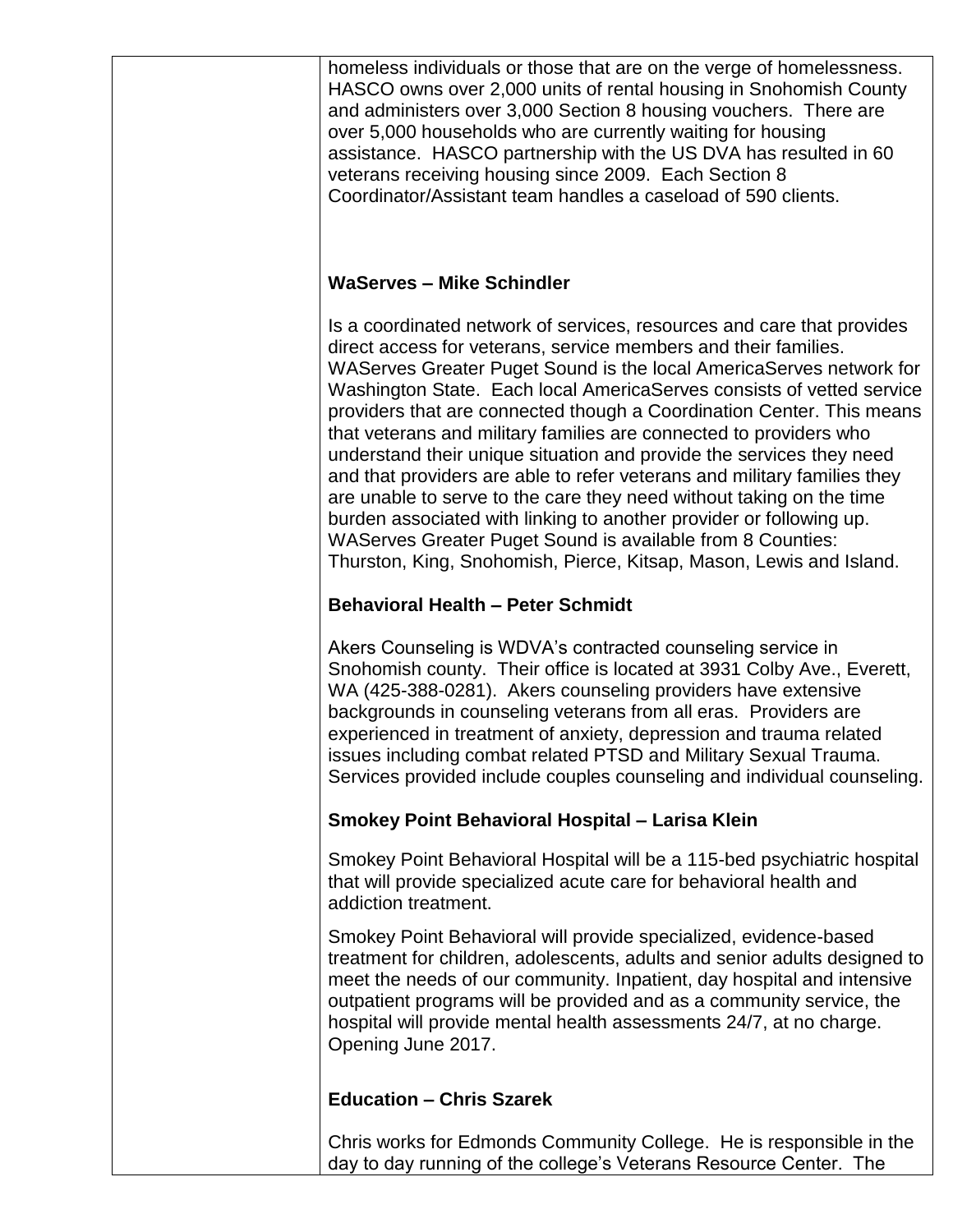| | homeless individuals or those that are on the verge of homelessness. HASCO owns over 2,000 units of rental housing in Snohomish County and administers over 3,000 Section 8 housing vouchers. There are over 5,000 households who are currently waiting for housing assistance. HASCO partnership with the US DVA has resulted in 60 veterans receiving housing since 2009. Each Section 8 Coordinator/Assistant team handles a caseload of 590 clients.<br><br>**WaServes – Mike Schindler**<br><br>Is a coordinated network of services, resources and care that provides direct access for veterans, service members and their families. WAServes Greater Puget Sound is the local AmericaServes network for Washington State. Each local AmericaServes consists of vetted service providers that are connected though a Coordination Center. This means that veterans and military families are connected to providers who understand their unique situation and provide the services they need and that providers are able to refer veterans and military families they are unable to serve to the care they need without taking on the time burden associated with linking to another provider or following up. WAServes Greater Puget Sound is available from 8 Counties: Thurston, King, Snohomish, Pierce, Kitsap, Mason, Lewis and Island.<br><br>**Behavioral Health – Peter Schmidt**<br><br>Akers Counseling is WDVA's contracted counseling service in Snohomish county. Their office is located at 3931 Colby Ave., Everett, WA (425-388-0281). Akers counseling providers have extensive backgrounds in counseling veterans from all eras. Providers are experienced in treatment of anxiety, depression and trauma related issues including combat related PTSD and Military Sexual Trauma. Services provided include couples counseling and individual counseling.<br><br>**Smokey Point Behavioral Hospital – Larisa Klein**<br><br>Smokey Point Behavioral Hospital will be a 115-bed psychiatric hospital that will provide specialized acute care for behavioral health and addiction treatment.<br><br>Smokey Point Behavioral will provide specialized, evidence-based treatment for children, adolescents, adults and senior adults designed to meet the needs of our community. Inpatient, day hospital and intensive outpatient programs will be provided and as a community service, the hospital will provide mental health assessments 24/7, at no charge. Opening June 2017.<br><br>**Education – Chris Szarek**<br><br>Chris works for Edmonds Community College. He is responsible in the day to day running of the college's Veterans Resource Center. The |
|---|---|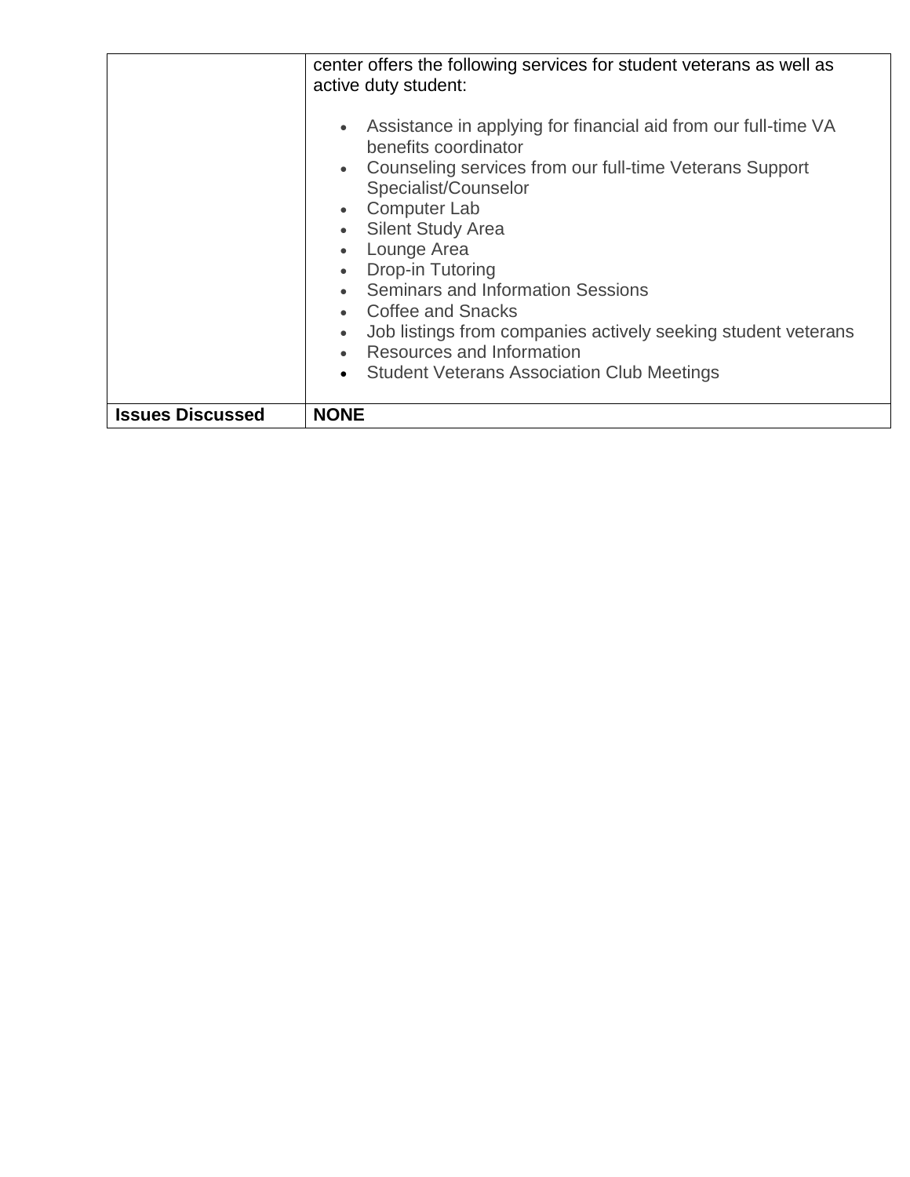| | |
|---|---|
| | center offers the following services for student veterans as well as active duty student:<br><br>• Assistance in applying for financial aid from our full-time VA benefits coordinator<br>• Counseling services from our full-time Veterans Support Specialist/Counselor<br>• Computer Lab<br>• Silent Study Area<br>• Lounge Area<br>• Drop-in Tutoring<br>• Seminars and Information Sessions<br>• Coffee and Snacks<br>• Job listings from companies actively seeking student veterans<br>• Resources and Information<br>• Student Veterans Association Club Meetings |
| **Issues Discussed** | **NONE** |